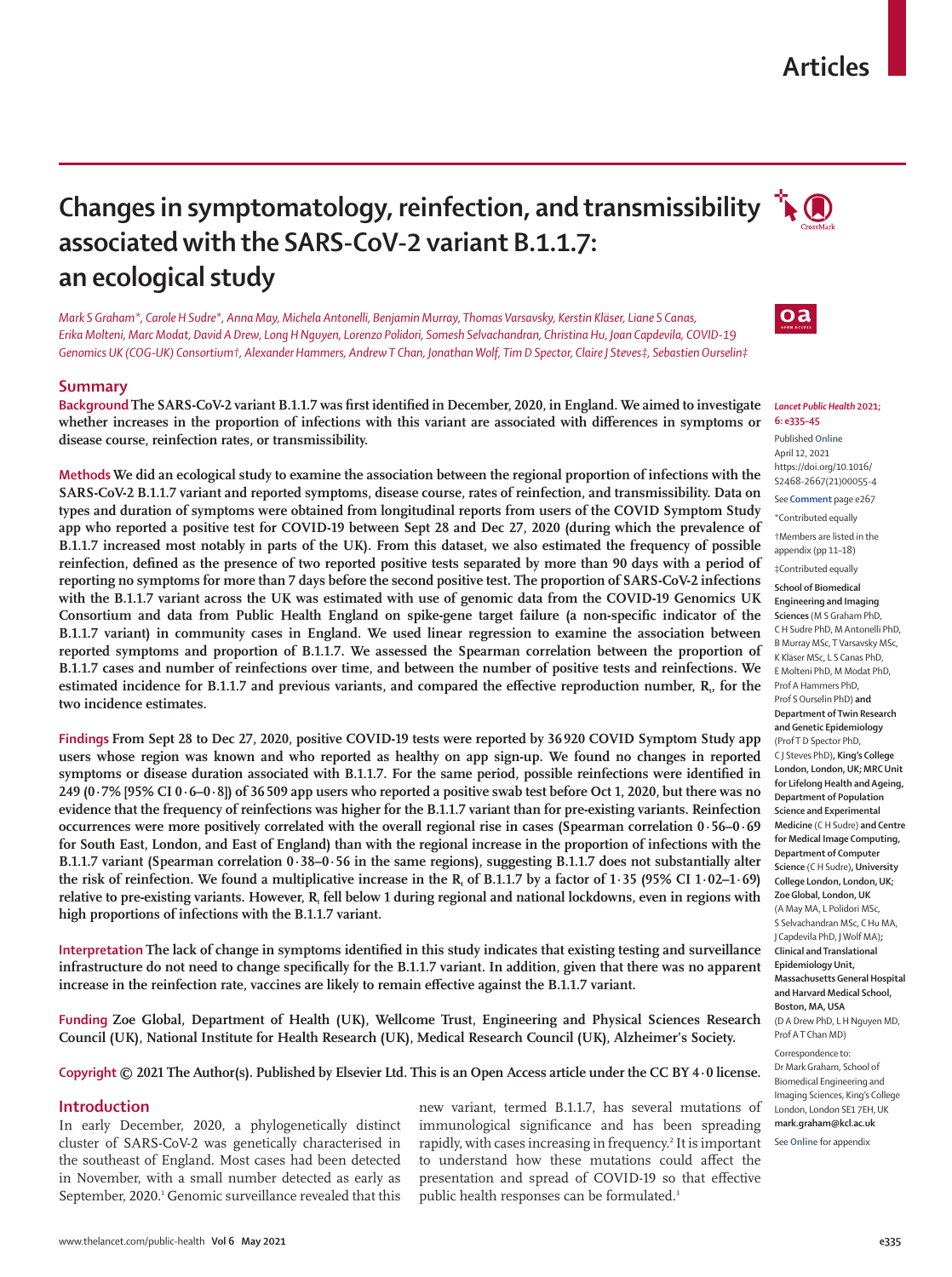# Articles

# Changes in symptomatology, reinfection, and transmissibility associated with the SARS-CoV-2 variant B.1.1.7: an ecological study

*Mark S Graham\*, Carole H Sudre\*, Anna May, Michela Antonelli, Benjamin Murray, Thomas Varsavsky, Kerstin Kläser, Liane S Canas, Erika Molteni, Marc Modat, David A Drew, Long H Nguyen, Lorenzo Polidori, Somesh Selvachandran, Christina Hu, Joan Capdevila, COVID-19 Genomics UK (COG-UK) Consortium†, Alexander Hammers, Andrew T Chan, Jonathan Wolf, Tim D Spector, Claire J Steves‡, Sebastien Ourselin‡*

## Summary

**Background** The SARS-CoV-2 variant B.1.1.7 was first identified in December, 2020, in England. We aimed to investigate whether increases in the proportion of infections with this variant are associated with differences in symptoms or disease course, reinfection rates, or transmissibility.

**Methods** We did an ecological study to examine the association between the regional proportion of infections with the SARS-CoV-2 B.1.1.7 variant and reported symptoms, disease course, rates of reinfection, and transmissibility. Data on types and duration of symptoms were obtained from longitudinal reports from users of the COVID Symptom Study app who reported a positive test for COVID-19 between Sept 28 and Dec 27, 2020 (during which the prevalence of B.1.1.7 increased most notably in parts of the UK). From this dataset, we also estimated the frequency of possible reinfection, defined as the presence of two reported positive tests separated by more than 90 days with a period of reporting no symptoms for more than 7 days before the second positive test. The proportion of SARS-CoV-2 infections with the B.1.1.7 variant across the UK was estimated with use of genomic data from the COVID-19 Genomics UK Consortium and data from Public Health England on spike-gene target failure (a non-specific indicator of the B.1.1.7 variant) in community cases in England. We used linear regression to examine the association between reported symptoms and proportion of B.1.1.7. We assessed the Spearman correlation between the proportion of B.1.1.7 cases and number of reinfections over time, and between the number of positive tests and reinfections. We estimated incidence for B.1.1.7 and previous variants, and compared the effective reproduction number, $R_t$, for the two incidence estimates.

**Findings** From Sept 28 to Dec 27, 2020, positive COVID-19 tests were reported by 36 920 COVID Symptom Study app users whose region was known and who reported as healthy on app sign-up. We found no changes in reported symptoms or disease duration associated with B.1.1.7. For the same period, possible reinfections were identified in 249 (0·7% [95% CI 0·6–0·8]) of 36 509 app users who reported a positive swab test before Oct 1, 2020, but there was no evidence that the frequency of reinfections was higher for the B.1.1.7 variant than for pre-existing variants. Reinfection occurrences were more positively correlated with the overall regional rise in cases (Spearman correlation 0·56–0·69 for South East, London, and East of England) than with the regional increase in the proportion of infections with the B.1.1.7 variant (Spearman correlation 0·38–0·56 in the same regions), suggesting B.1.1.7 does not substantially alter the risk of reinfection. We found a multiplicative increase in the $R_t$ of B.1.1.7 by a factor of 1·35 (95% CI 1·02–1·69) relative to pre-existing variants. However, $R_t$ fell below 1 during regional and national lockdowns, even in regions with high proportions of infections with the B.1.1.7 variant.

**Interpretation** The lack of change in symptoms identified in this study indicates that existing testing and surveillance infrastructure do not need to change specifically for the B.1.1.7 variant. In addition, given that there was no apparent increase in the reinfection rate, vaccines are likely to remain effective against the B.1.1.7 variant.

**Funding** Zoe Global, Department of Health (UK), Wellcome Trust, Engineering and Physical Sciences Research Council (UK), National Institute for Health Research (UK), Medical Research Council (UK), Alzheimer's Society.

**Copyright** © 2021 The Author(s). Published by Elsevier Ltd. This is an Open Access article under the CC BY 4·0 license.

## Introduction

In early December, 2020, a phylogenetically distinct cluster of SARS-CoV-2 was genetically characterised in the southeast of England. Most cases had been detected in November, with a small number detected as early as September, 2020.[1] Genomic surveillance revealed that this new variant, termed B.1.1.7, has several mutations of immunological significance and has been spreading rapidly, with cases increasing in frequency.[2] It is important to understand how these mutations could affect the presentation and spread of COVID-19 so that effective public health responses can be formulated.[3]

*Lancet Public Health* 2021; 6: e335–45

Published Online April 12, 2021 https://doi.org/10.1016/S2468-2667(21)00055-4

See **Comment** page e267

\*Contributed equally

†Members are listed in the appendix (pp 11–18)

‡Contributed equally

**School of Biomedical Engineering and Imaging Sciences** (M S Graham PhD, C H Sudre PhD, M Antonelli PhD, B Murray MSc, T Varsavsky MSc, K Kläser MSc, L S Canas PhD, E Molteni PhD, M Modat PhD, Prof A Hammers PhD, Prof S Ourselin PhD) **and Department of Twin Research and Genetic Epidemiology** (Prof T D Spector PhD, C J Steves PhD), **King's College London, London, UK; MRC Unit for Lifelong Health and Ageing, Department of Population Science and Experimental Medicine** (C H Sudre) **and Centre for Medical Image Computing, Department of Computer Science** (C H Sudre), **University College London, London, UK; Zoe Global, London, UK** (A May MA, L Polidori MSc, S Selvachandran MSc, C Hu MA, J Capdevila PhD, J Wolf MA)**; Clinical and Translational Epidemiology Unit, Massachusetts General Hospital and Harvard Medical School, Boston, MA, USA** (D A Drew PhD, L H Nguyen MD, Prof A T Chan MD)

Correspondence to: Dr Mark Graham, School of Biomedical Engineering and Imaging Sciences, King's College London, London SE1 7EH, UK **mark.graham@kcl.ac.uk**

See **Online** for appendix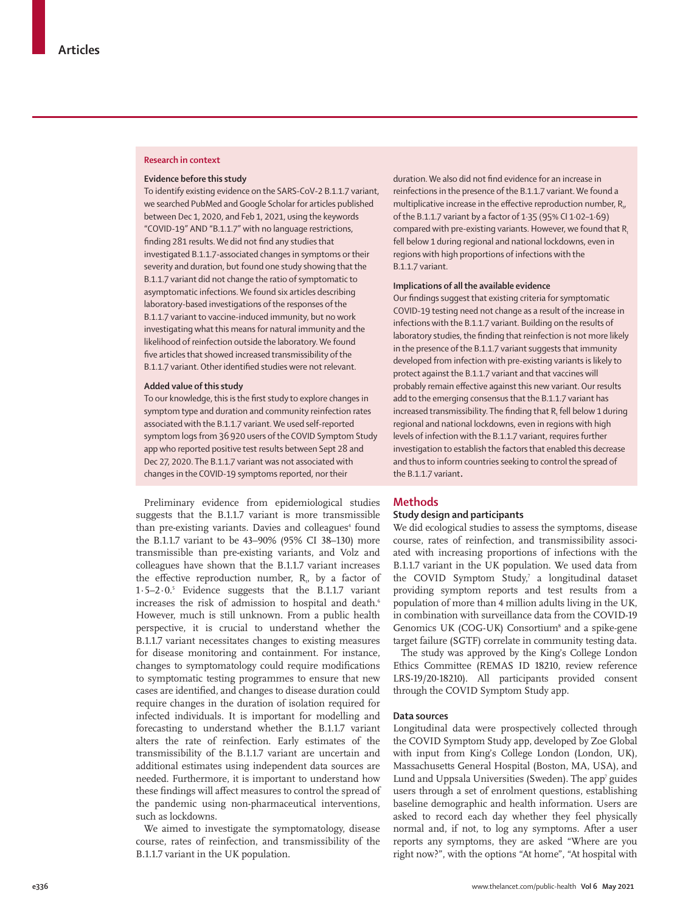## Research in context

### Evidence before this study

To identify existing evidence on the SARS-CoV-2 B.1.1.7 variant, we searched PubMed and Google Scholar for articles published between Dec 1, 2020, and Feb 1, 2021, using the keywords "COVID-19" AND "B.1.1.7" with no language restrictions, finding 281 results. We did not find any studies that investigated B.1.1.7-associated changes in symptoms or their severity and duration, but found one study showing that the B.1.1.7 variant did not change the ratio of symptomatic to asymptomatic infections. We found six articles describing laboratory-based investigations of the responses of the B.1.1.7 variant to vaccine-induced immunity, but no work investigating what this means for natural immunity and the likelihood of reinfection outside the laboratory. We found five articles that showed increased transmissibility of the B.1.1.7 variant. Other identified studies were not relevant.

### Added value of this study

To our knowledge, this is the first study to explore changes in symptom type and duration and community reinfection rates associated with the B.1.1.7 variant. We used self-reported symptom logs from 36 920 users of the COVID Symptom Study app who reported positive test results between Sept 28 and Dec 27, 2020. The B.1.1.7 variant was not associated with changes in the COVID-19 symptoms reported, nor their duration. We also did not find evidence for an increase in reinfections in the presence of the B.1.1.7 variant. We found a multiplicative increase in the effective reproduction number, $R_t$, of the B.1.1.7 variant by a factor of 1·35 (95% CI 1·02–1·69) compared with pre-existing variants. However, we found that $R_t$ fell below 1 during regional and national lockdowns, even in regions with high proportions of infections with the B.1.1.7 variant.

### Implications of all the available evidence

Our findings suggest that existing criteria for symptomatic COVID-19 testing need not change as a result of the increase in infections with the B.1.1.7 variant. Building on the results of laboratory studies, the finding that reinfection is not more likely in the presence of the B.1.1.7 variant suggests that immunity developed from infection with pre-existing variants is likely to protect against the B.1.1.7 variant and that vaccines will probably remain effective against this new variant. Our results add to the emerging consensus that the B.1.1.7 variant has increased transmissibility. The finding that $R_t$ fell below 1 during regional and national lockdowns, even in regions with high levels of infection with the B.1.1.7 variant, requires further investigation to establish the factors that enabled this decrease and thus to inform countries seeking to control the spread of the B.1.1.7 variant.

Preliminary evidence from epidemiological studies suggests that the B.1.1.7 variant is more transmissible than pre-existing variants. Davies and colleagues[4] found the B.1.1.7 variant to be 43–90% (95% CI 38–130) more transmissible than pre-existing variants, and Volz and colleagues have shown that the B.1.1.7 variant increases the effective reproduction number, $R_t$, by a factor of 1·5–2·0.[5] Evidence suggests that the B.1.1.7 variant increases the risk of admission to hospital and death.[6] However, much is still unknown. From a public health perspective, it is crucial to understand whether the B.1.1.7 variant necessitates changes to existing measures for disease monitoring and containment. For instance, changes to symptomatology could require modifications to symptomatic testing programmes to ensure that new cases are identified, and changes to disease duration could require changes in the duration of isolation required for infected individuals. It is important for modelling and forecasting to understand whether the B.1.1.7 variant alters the rate of reinfection. Early estimates of the transmissibility of the B.1.1.7 variant are uncertain and additional estimates using independent data sources are needed. Furthermore, it is important to understand how these findings will affect measures to control the spread of the pandemic using non-pharmaceutical interventions, such as lockdowns.

We aimed to investigate the symptomatology, disease course, rates of reinfection, and transmissibility of the B.1.1.7 variant in the UK population.

## Methods

### Study design and participants

We did ecological studies to assess the symptoms, disease course, rates of reinfection, and transmissibility associated with increasing proportions of infections with the B.1.1.7 variant in the UK population. We used data from the COVID Symptom Study,[7] a longitudinal dataset providing symptom reports and test results from a population of more than 4 million adults living in the UK, in combination with surveillance data from the COVID-19 Genomics UK (COG-UK) Consortium[8] and a spike-gene target failure (SGTF) correlate in community testing data.

The study was approved by the King's College London Ethics Committee (REMAS ID 18210, review reference LRS-19/20-18210). All participants provided consent through the COVID Symptom Study app.

### Data sources

Longitudinal data were prospectively collected through the COVID Symptom Study app, developed by Zoe Global with input from King's College London (London, UK), Massachusetts General Hospital (Boston, MA, USA), and Lund and Uppsala Universities (Sweden). The app[7] guides users through a set of enrolment questions, establishing baseline demographic and health information. Users are asked to record each day whether they feel physically normal and, if not, to log any symptoms. After a user reports any symptoms, they are asked "Where are you right now?", with the options "At home", "At hospital with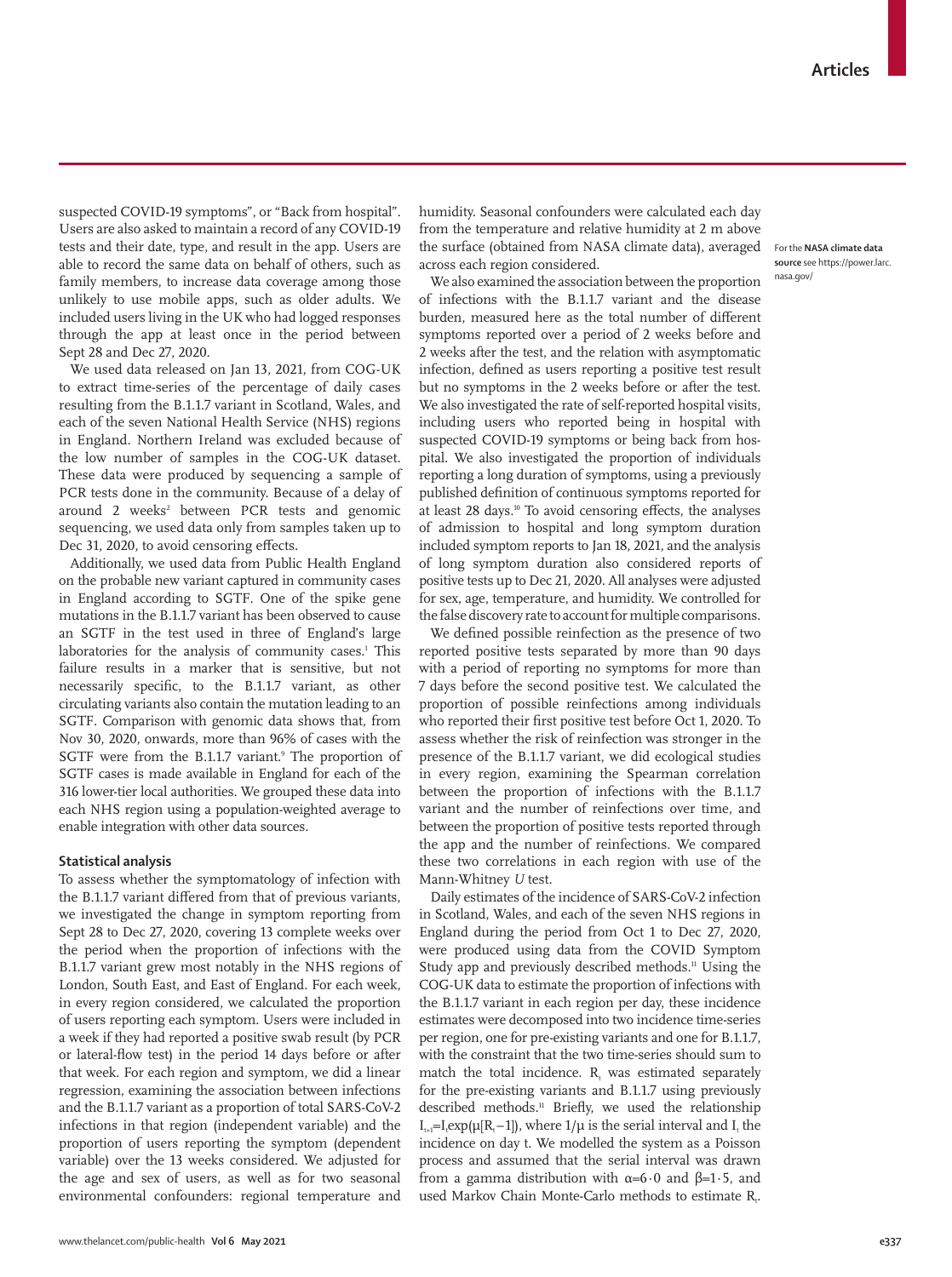suspected COVID-19 symptoms", or "Back from hospital". Users are also asked to maintain a record of any COVID-19 tests and their date, type, and result in the app. Users are able to record the same data on behalf of others, such as family members, to increase data coverage among those unlikely to use mobile apps, such as older adults. We included users living in the UK who had logged responses through the app at least once in the period between Sept 28 and Dec 27, 2020.

We used data released on Jan 13, 2021, from COG-UK to extract time-series of the percentage of daily cases resulting from the B.1.1.7 variant in Scotland, Wales, and each of the seven National Health Service (NHS) regions in England. Northern Ireland was excluded because of the low number of samples in the COG-UK dataset. These data were produced by sequencing a sample of PCR tests done in the community. Because of a delay of around 2 weeks[2] between PCR tests and genomic sequencing, we used data only from samples taken up to Dec 31, 2020, to avoid censoring effects.

Additionally, we used data from Public Health England on the probable new variant captured in community cases in England according to SGTF. One of the spike gene mutations in the B.1.1.7 variant has been observed to cause an SGTF in the test used in three of England's large laboratories for the analysis of community cases.[1] This failure results in a marker that is sensitive, but not necessarily specific, to the B.1.1.7 variant, as other circulating variants also contain the mutation leading to an SGTF. Comparison with genomic data shows that, from Nov 30, 2020, onwards, more than 96% of cases with the SGTF were from the B.1.1.7 variant.[9] The proportion of SGTF cases is made available in England for each of the 316 lower-tier local authorities. We grouped these data into each NHS region using a population-weighted average to enable integration with other data sources.

## Statistical analysis

To assess whether the symptomatology of infection with the B.1.1.7 variant differed from that of previous variants, we investigated the change in symptom reporting from Sept 28 to Dec 27, 2020, covering 13 complete weeks over the period when the proportion of infections with the B.1.1.7 variant grew most notably in the NHS regions of London, South East, and East of England. For each week, in every region considered, we calculated the proportion of users reporting each symptom. Users were included in a week if they had reported a positive swab result (by PCR or lateral-flow test) in the period 14 days before or after that week. For each region and symptom, we did a linear regression, examining the association between infections and the B.1.1.7 variant as a proportion of total SARS-CoV-2 infections in that region (independent variable) and the proportion of users reporting the symptom (dependent variable) over the 13 weeks considered. We adjusted for the age and sex of users, as well as for two seasonal environmental confounders: regional temperature and humidity. Seasonal confounders were calculated each day from the temperature and relative humidity at 2 m above the surface (obtained from NASA climate data), averaged across each region considered.

For the **NASA climate data source** see https://power.larc.nasa.gov/

We also examined the association between the proportion of infections with the B.1.1.7 variant and the disease burden, measured here as the total number of different symptoms reported over a period of 2 weeks before and 2 weeks after the test, and the relation with asymptomatic infection, defined as users reporting a positive test result but no symptoms in the 2 weeks before or after the test. We also investigated the rate of self-reported hospital visits, including users who reported being in hospital with suspected COVID-19 symptoms or being back from hospital. We also investigated the proportion of individuals reporting a long duration of symptoms, using a previously published definition of continuous symptoms reported for at least 28 days.[10] To avoid censoring effects, the analyses of admission to hospital and long symptom duration included symptom reports to Jan 18, 2021, and the analysis of long symptom duration also considered reports of positive tests up to Dec 21, 2020. All analyses were adjusted for sex, age, temperature, and humidity. We controlled for the false discovery rate to account for multiple comparisons.

We defined possible reinfection as the presence of two reported positive tests separated by more than 90 days with a period of reporting no symptoms for more than 7 days before the second positive test. We calculated the proportion of possible reinfections among individuals who reported their first positive test before Oct 1, 2020. To assess whether the risk of reinfection was stronger in the presence of the B.1.1.7 variant, we did ecological studies in every region, examining the Spearman correlation between the proportion of infections with the B.1.1.7 variant and the number of reinfections over time, and between the proportion of positive tests reported through the app and the number of reinfections. We compared these two correlations in each region with use of the Mann-Whitney *U* test.

Daily estimates of the incidence of SARS-CoV-2 infection in Scotland, Wales, and each of the seven NHS regions in England during the period from Oct 1 to Dec 27, 2020, were produced using data from the COVID Symptom Study app and previously described methods.[11] Using the COG-UK data to estimate the proportion of infections with the B.1.1.7 variant in each region per day, these incidence estimates were decomposed into two incidence time-series per region, one for pre-existing variants and one for B.1.1.7, with the constraint that the two time-series should sum to match the total incidence. $R_t$ was estimated separately for the pre-existing variants and B.1.1.7 using previously described methods.[11] Briefly, we used the relationship $I_{t+1}=I_t\exp(\mu[R_t-1])$, where $1/\mu$ is the serial interval and $I_t$ the incidence on day t. We modelled the system as a Poisson process and assumed that the serial interval was drawn from a gamma distribution with $\alpha=6 \cdot 0$ and $\beta=1 \cdot 5$, and used Markov Chain Monte-Carlo methods to estimate $R_t$.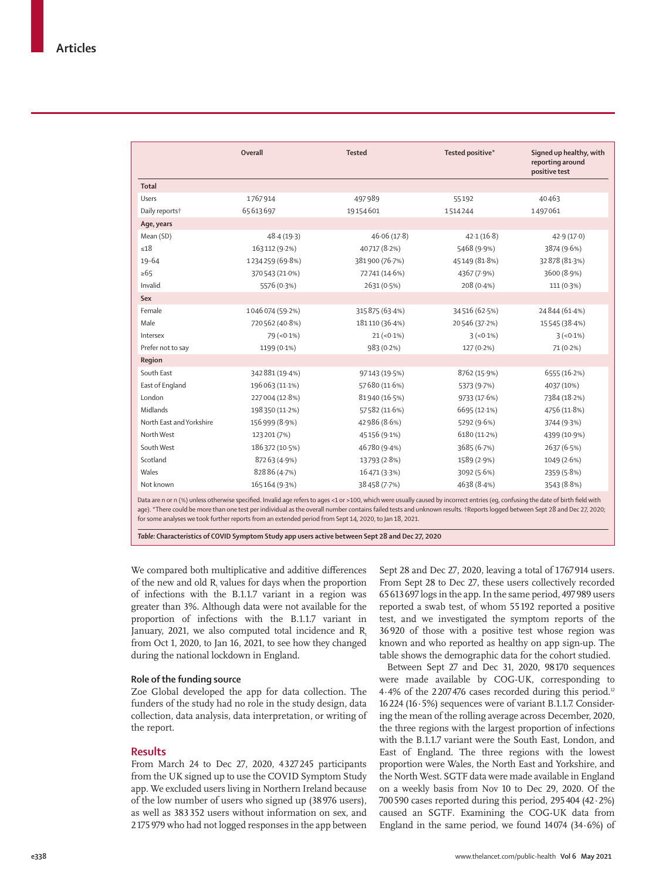| | Overall | Tested | Tested positive* | Signed up healthy, with reporting around positive test |
|---|---|---|---|---|
| **Total** | | | | |
| Users | 1767914 | 497989 | 55192 | 40463 |
| Daily reports† | 65613697 | 19154601 | 1514244 | 1497061 |
| **Age, years** | | | | |
| Mean (SD) | 48·4 (19·3) | 46·06 (17·8) | 42·1 (16·8) | 42·9 (17·0) |
| ≤18 | 163112 (9·2%) | 40717 (8·2%) | 5468 (9·9%) | 3874 (9·6%) |
| 19–64 | 1234259 (69·8%) | 381900 (76·7%) | 45149 (81·8%) | 32878 (81·3%) |
| ≥65 | 370543 (21·0%) | 72741 (14·6%) | 4367 (7·9%) | 3600 (8·9%) |
| Invalid | 5576 (0·3%) | 2631 (0·5%) | 208 (0·4%) | 111 (0·3%) |
| **Sex** | | | | |
| Female | 1046074 (59·2%) | 315875 (63·4%) | 34516 (62·5%) | 24844 (61·4%) |
| Male | 720562 (40·8%) | 181110 (36·4%) | 20546 (37·2%) | 15545 (38·4%) |
| Intersex | 79 (<0·1%) | 21 (<0·1%) | 3 (<0·1%) | 3 (<0·1%) |
| Prefer not to say | 1199 (0·1%) | 983 (0·2%) | 127 (0·2%) | 71 (0·2%) |
| **Region** | | | | |
| South East | 342881 (19·4%) | 97143 (19·5%) | 8762 (15·9%) | 6555 (16·2%) |
| East of England | 196063 (11·1%) | 57680 (11·6%) | 5373 (9·7%) | 4037 (10%) |
| London | 227004 (12·8%) | 81940 (16·5%) | 9733 (17·6%) | 7384 (18·2%) |
| Midlands | 198350 (11·2%) | 57582 (11·6%) | 6695 (12·1%) | 4756 (11·8%) |
| North East and Yorkshire | 156999 (8·9%) | 42986 (8·6%) | 5292 (9·6%) | 3744 (9·3%) |
| North West | 123201 (7%) | 45156 (9·1%) | 6180 (11·2%) | 4399 (10·9%) |
| South West | 186372 (10·5%) | 46780 (9·4%) | 3685 (6·7%) | 2637 (6·5%) |
| Scotland | 87263 (4·9%) | 13793 (2·8%) | 1589 (2·9%) | 1049 (2·6%) |
| Wales | 82886 (4·7%) | 16471 (3·3%) | 3092 (5·6%) | 2359 (5·8%) |
| Not known | 165164 (9·3%) | 38458 (7·7%) | 4638 (8·4%) | 3543 (8·8%) |

Data are n or n (%) unless otherwise specified. Invalid age refers to ages <1 or >100, which were usually caused by incorrect entries (eg, confusing the date of birth field with age). *There could be more than one test per individual as the overall number contains failed tests and unknown results. †Reports logged between Sept 28 and Dec 27, 2020; for some analyses we took further reports from an extended period from Sept 14, 2020, to Jan 18, 2021.

*Table:* **Characteristics of COVID Symptom Study app users active between Sept 28 and Dec 27, 2020**

We compared both multiplicative and additive differences of the new and old $R_t$ values for days when the proportion of infections with the B.1.1.7 variant in a region was greater than 3%. Although data were not available for the proportion of infections with the B.1.1.7 variant in January, 2021, we also computed total incidence and $R_t$ from Oct 1, 2020, to Jan 16, 2021, to see how they changed during the national lockdown in England.

### Role of the funding source

Zoe Global developed the app for data collection. The funders of the study had no role in the study design, data collection, data analysis, data interpretation, or writing of the report.

## Results

From March 24 to Dec 27, 2020, 4327245 participants from the UK signed up to use the COVID Symptom Study app. We excluded users living in Northern Ireland because of the low number of users who signed up (38976 users), as well as 383352 users without information on sex, and 2175979 who had not logged responses in the app between Sept 28 and Dec 27, 2020, leaving a total of 1767914 users. From Sept 28 to Dec 27, these users collectively recorded 65613697 logs in the app. In the same period, 497989 users reported a swab test, of whom 55192 reported a positive test, and we investigated the symptom reports of the 36920 of those with a positive test whose region was known and who reported as healthy on app sign-up. The table shows the demographic data for the cohort studied.

Between Sept 27 and Dec 31, 2020, 98170 sequences were made available by COG-UK, corresponding to 4·4% of the 2207476 cases recorded during this period.[12] 16224 (16·5%) sequences were of variant B.1.1.7. Considering the mean of the rolling average across December, 2020, the three regions with the largest proportion of infections with the B.1.1.7 variant were the South East, London, and East of England. The three regions with the lowest proportion were Wales, the North East and Yorkshire, and the North West. SGTF data were made available in England on a weekly basis from Nov 10 to Dec 29, 2020. Of the 700590 cases reported during this period, 295404 (42·2%) caused an SGTF. Examining the COG-UK data from England in the same period, we found 14074 (34·6%) of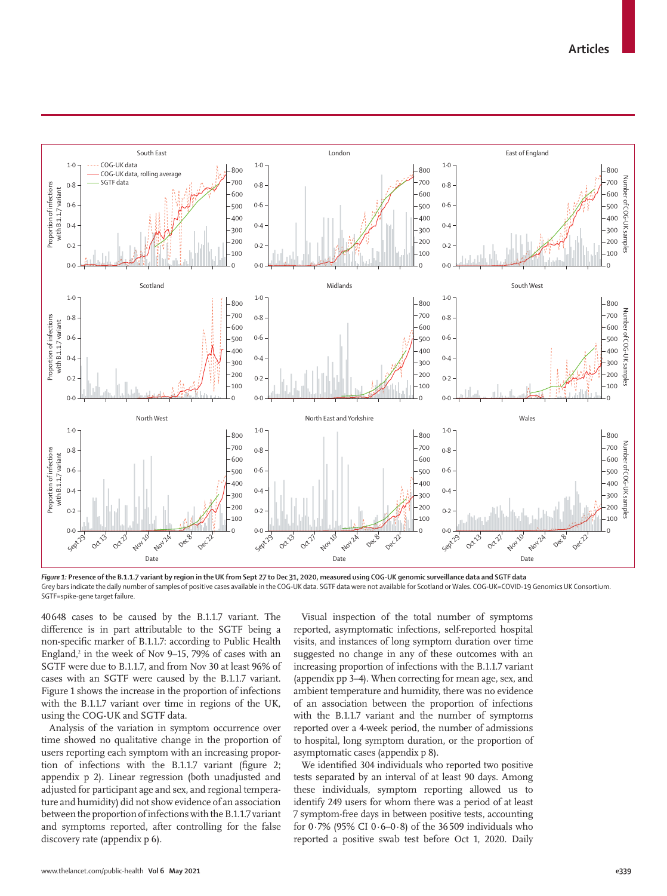South East

London

East of England

Scotland

Midlands

South West

North West

North East and Yorkshire

Wales

- - - COG-UK data
—— COG-UK data, rolling average
—— SGTF data

Proportion of infections with B.1.1.7 variant

Number of COG-UK samples

0·0 0·2 0·4 0·6 0·8 1·0

0 100 200 300 400 500 600 700 800

Sept 29 Oct 13 Oct 27 Nov 10 Nov 24 Dec 8 Dec 22

Date

*Figure 1:* **Presence of the B.1.1.7 variant by region in the UK from Sept 27 to Dec 31, 2020, measured using COG-UK genomic surveillance data and SGTF data**
Grey bars indicate the daily number of samples of positive cases available in the COG-UK data. SGTF data were not available for Scotland or Wales. COG-UK=COVID-19 Genomics UK Consortium. SGTF=spike-gene target failure.

40 648 cases to be caused by the B.1.1.7 variant. The difference is in part attributable to the SGTF being a non-specific marker of B.1.1.7: according to Public Health England,[2] in the week of Nov 9–15, 79% of cases with an SGTF were due to B.1.1.7, and from Nov 30 at least 96% of cases with an SGTF were caused by the B.1.1.7 variant. Figure 1 shows the increase in the proportion of infections with the B.1.1.7 variant over time in regions of the UK, using the COG-UK and SGTF data.

Analysis of the variation in symptom occurrence over time showed no qualitative change in the proportion of users reporting each symptom with an increasing proportion of infections with the B.1.1.7 variant (figure 2; appendix p 2). Linear regression (both unadjusted and adjusted for participant age and sex, and regional temperature and humidity) did not show evidence of an association between the proportion of infections with the B.1.1.7 variant and symptoms reported, after controlling for the false discovery rate (appendix p 6).

Visual inspection of the total number of symptoms reported, asymptomatic infections, self-reported hospital visits, and instances of long symptom duration over time suggested no change in any of these outcomes with an increasing proportion of infections with the B.1.1.7 variant (appendix pp 3–4). When correcting for mean age, sex, and ambient temperature and humidity, there was no evidence of an association between the proportion of infections with the B.1.1.7 variant and the number of symptoms reported over a 4-week period, the number of admissions to hospital, long symptom duration, or the proportion of asymptomatic cases (appendix p 8).

We identified 304 individuals who reported two positive tests separated by an interval of at least 90 days. Among these individuals, symptom reporting allowed us to identify 249 users for whom there was a period of at least 7 symptom-free days in between positive tests, accounting for 0·7% (95% CI 0·6–0·8) of the 36 509 individuals who reported a positive swab test before Oct 1, 2020. Daily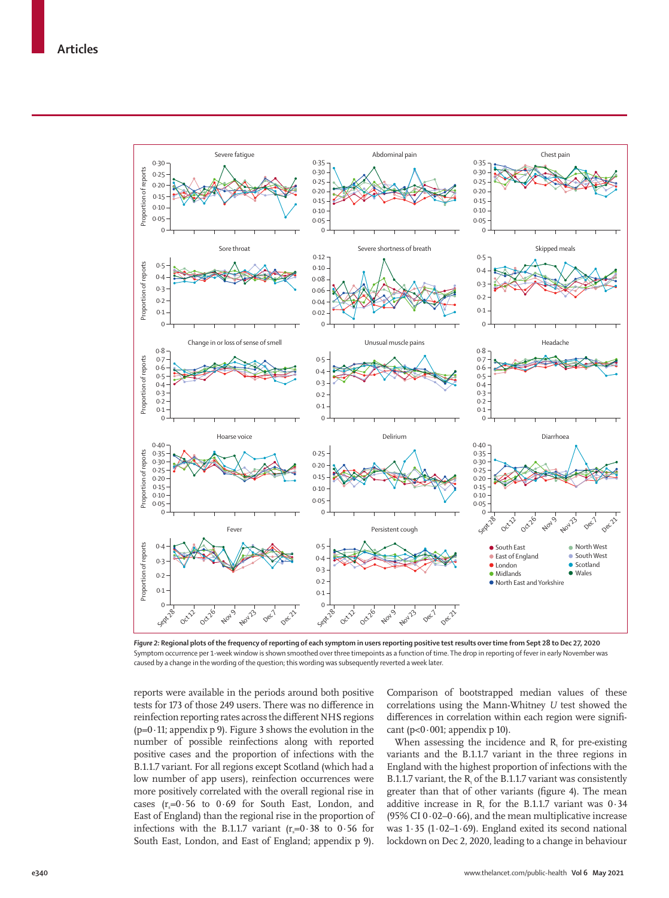Severe fatigue

Abdominal pain

Chest pain

Sore throat

Severe shortness of breath

Skipped meals

Change in or loss of sense of smell

Unusual muscle pains

Headache

Hoarse voice

Delirium

Diarrhoea

Fever

Persistent cough

Proportion of reports

Sept 28, Oct 12, Oct 26, Nov 9, Nov 23, Dec 7, Dec 21

South East
East of England
London
Midlands
North East and Yorkshire
North West
South West
Scotland
Wales

*Figure 2:* **Regional plots of the frequency of reporting of each symptom in users reporting positive test results over time from Sept 28 to Dec 27, 2020**
Symptom occurrence per 1-week window is shown smoothed over three timepoints as a function of time. The drop in reporting of fever in early November was caused by a change in the wording of the question; this wording was subsequently reverted a week later.

reports were available in the periods around both positive tests for 173 of those 249 users. There was no difference in reinfection reporting rates across the different NHS regions (p=0·11; appendix p 9). Figure 3 shows the evolution in the number of possible reinfections along with reported positive cases and the proportion of infections with the B.1.1.7 variant. For all regions except Scotland (which had a low number of app users), reinfection occurrences were more positively correlated with the overall regional rise in cases ($r_s$=0·56 to 0·69 for South East, London, and East of England) than the regional rise in the proportion of infections with the B.1.1.7 variant ($r_s$=0·38 to 0·56 for South East, London, and East of England; appendix p 9). Comparison of bootstrapped median values of these correlations using the Mann-Whitney *U* test showed the differences in correlation within each region were significant (p<0·001; appendix p 10).

When assessing the incidence and $R_t$ for pre-existing variants and the B.1.1.7 variant in the three regions in England with the highest proportion of infections with the B.1.1.7 variant, the $R_t$ of the B.1.1.7 variant was consistently greater than that of other variants (figure 4). The mean additive increase in $R_t$ for the B.1.1.7 variant was 0·34 (95% CI 0·02–0·66), and the mean multiplicative increase was 1·35 (1·02–1·69). England exited its second national lockdown on Dec 2, 2020, leading to a change in behaviour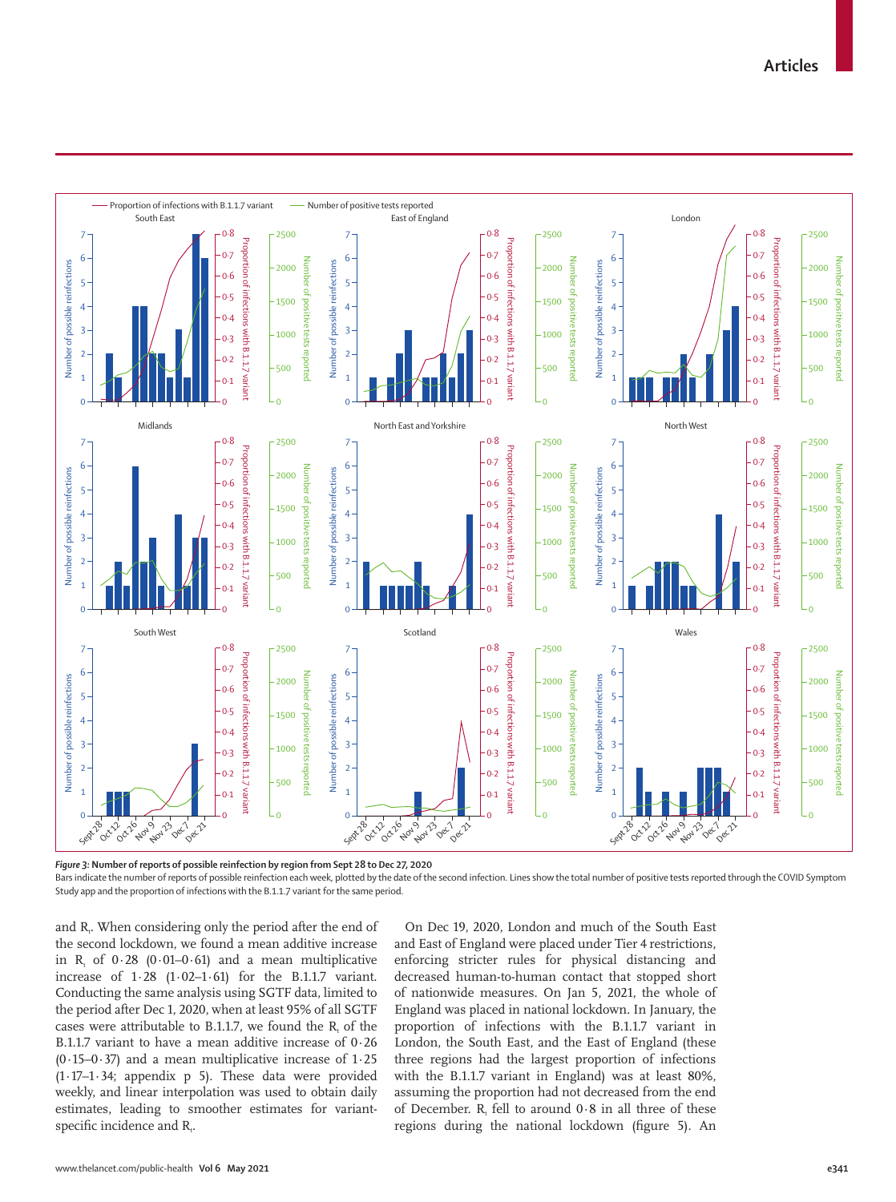Proportion of infections with B.1.1.7 variant
Number of positive tests reported

South East
East of England
London
Midlands
North East and Yorkshire
North West
South West
Scotland
Wales

Number of possible reinfections
Proportion of infections with B.1.1.7 variant
Number of positive tests reported

Sept 28
Oct 12
Oct 26
Nov 9
Nov 23
Dec 7
Dec 21

***Figure 3:*** **Number of reports of possible reinfection by region from Sept 28 to Dec 27, 2020**

Bars indicate the number of reports of possible reinfection each week, plotted by the date of the second infection. Lines show the total number of positive tests reported through the COVID Symptom Study app and the proportion of infections with the B.1.1.7 variant for the same period.

and $R_t$. When considering only the period after the end of the second lockdown, we found a mean additive increase in $R_t$ of 0·28 (0·01–0·61) and a mean multiplicative increase of 1·28 (1·02–1·61) for the B.1.1.7 variant. Conducting the same analysis using SGTF data, limited to the period after Dec 1, 2020, when at least 95% of all SGTF cases were attributable to B.1.1.7, we found the $R_t$ of the B.1.1.7 variant to have a mean additive increase of 0·26 (0·15–0·37) and a mean multiplicative increase of 1·25 (1·17–1·34; appendix p 5). These data were provided weekly, and linear interpolation was used to obtain daily estimates, leading to smoother estimates for variant-specific incidence and $R_t$.

On Dec 19, 2020, London and much of the South East and East of England were placed under Tier 4 restrictions, enforcing stricter rules for physical distancing and decreased human-to-human contact that stopped short of nationwide measures. On Jan 5, 2021, the whole of England was placed in national lockdown. In January, the proportion of infections with the B.1.1.7 variant in London, the South East, and the East of England (these three regions had the largest proportion of infections with the B.1.1.7 variant in England) was at least 80%, assuming the proportion had not decreased from the end of December. $R_t$ fell to around 0·8 in all three of these regions during the national lockdown (figure 5). An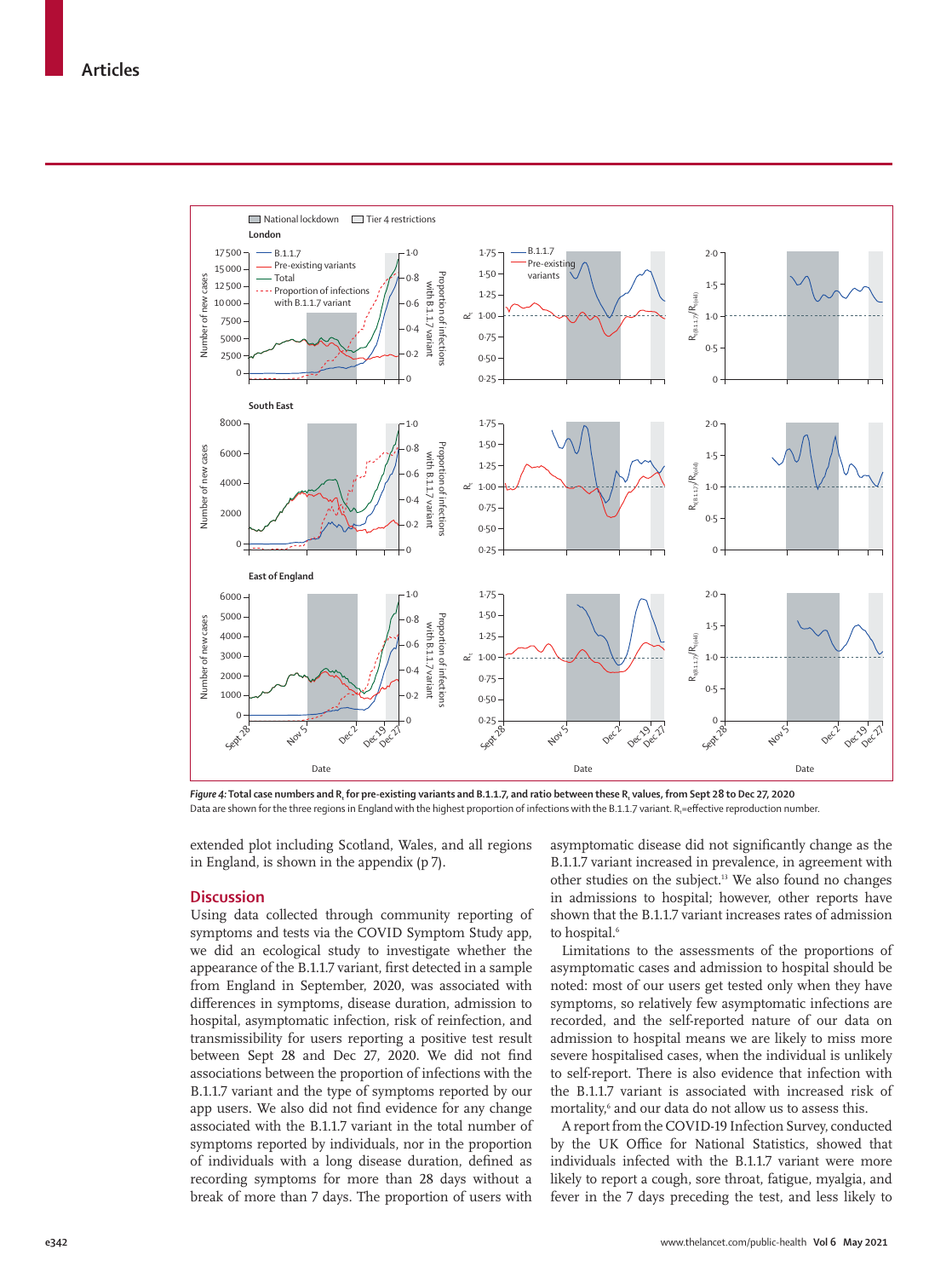*Figure 4:* **Total case numbers and $R_t$ for pre-existing variants and B.1.1.7, and ratio between these $R_t$ values, from Sept 28 to Dec 27, 2020**

Data are shown for the three regions in England with the highest proportion of infections with the B.1.1.7 variant. $R_t$=effective reproduction number.

extended plot including Scotland, Wales, and all regions in England, is shown in the appendix (p 7).

## Discussion

Using data collected through community reporting of symptoms and tests via the COVID Symptom Study app, we did an ecological study to investigate whether the appearance of the B.1.1.7 variant, first detected in a sample from England in September, 2020, was associated with differences in symptoms, disease duration, admission to hospital, asymptomatic infection, risk of reinfection, and transmissibility for users reporting a positive test result between Sept 28 and Dec 27, 2020. We did not find associations between the proportion of infections with the B.1.1.7 variant and the type of symptoms reported by our app users. We also did not find evidence for any change associated with the B.1.1.7 variant in the total number of symptoms reported by individuals, nor in the proportion of individuals with a long disease duration, defined as recording symptoms for more than 28 days without a break of more than 7 days. The proportion of users with asymptomatic disease did not significantly change as the B.1.1.7 variant increased in prevalence, in agreement with other studies on the subject.[13] We also found no changes in admissions to hospital; however, other reports have shown that the B.1.1.7 variant increases rates of admission to hospital.[6]

Limitations to the assessments of the proportions of asymptomatic cases and admission to hospital should be noted: most of our users get tested only when they have symptoms, so relatively few asymptomatic infections are recorded, and the self-reported nature of our data on admission to hospital means we are likely to miss more severe hospitalised cases, when the individual is unlikely to self-report. There is also evidence that infection with the B.1.1.7 variant is associated with increased risk of mortality,[6] and our data do not allow us to assess this.

A report from the COVID-19 Infection Survey, conducted by the UK Office for National Statistics, showed that individuals infected with the B.1.1.7 variant were more likely to report a cough, sore throat, fatigue, myalgia, and fever in the 7 days preceding the test, and less likely to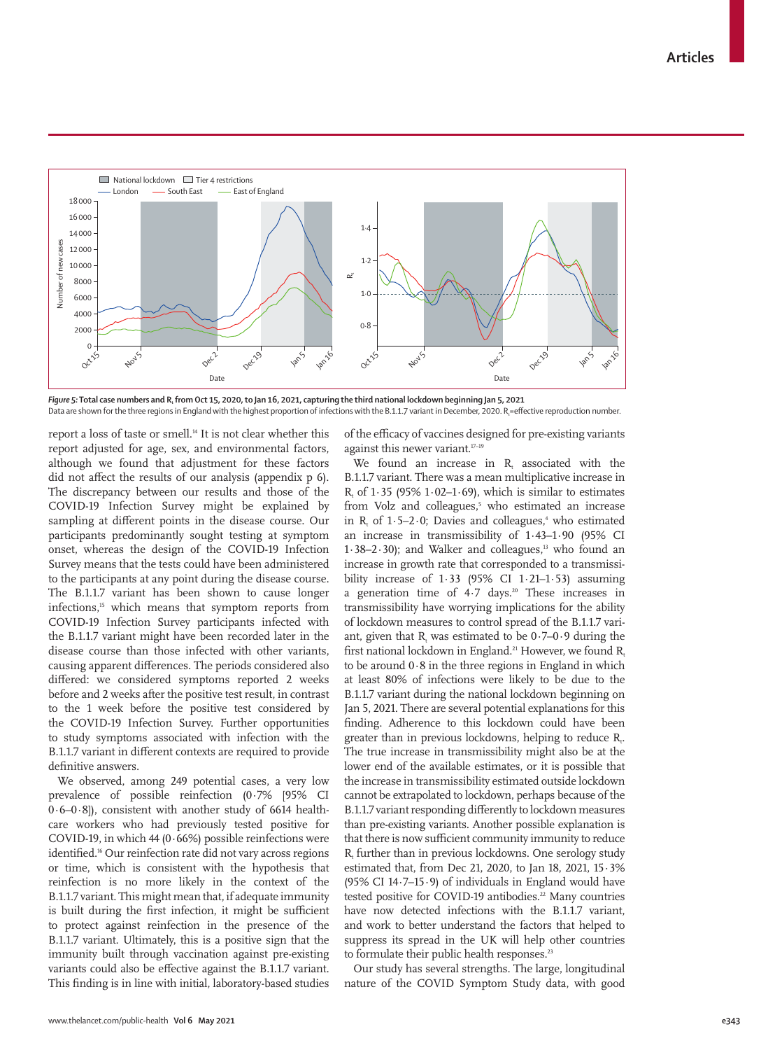National lockdown
Tier 4 restrictions
London
South East
East of England

Number of new cases
18 000
16 000
14 000
12 000
10 000
8000
6000
4000
2000
0
Oct 15
Nov 5
Dec 2
Dec 19
Jan 5
Jan 16
Date

$R_t$
1·4
1·2
1·0
0·8
Oct 15
Nov 5
Dec 2
Dec 19
Jan 5
Jan 16
Date

***Figure 5:* Total case numbers and $R_t$ from Oct 15, 2020, to Jan 16, 2021, capturing the third national lockdown beginning Jan 5, 2021**

Data are shown for the three regions in England with the highest proportion of infections with the B.1.1.7 variant in December, 2020. $R_t$=effective reproduction number.

report a loss of taste or smell.[14] It is not clear whether this report adjusted for age, sex, and environmental factors, although we found that adjustment for these factors did not affect the results of our analysis (appendix p 6). The discrepancy between our results and those of the COVID-19 Infection Survey might be explained by sampling at different points in the disease course. Our participants predominantly sought testing at symptom onset, whereas the design of the COVID-19 Infection Survey means that the tests could have been administered to the participants at any point during the disease course. The B.1.1.7 variant has been shown to cause longer infections,[15] which means that symptom reports from COVID-19 Infection Survey participants infected with the B.1.1.7 variant might have been recorded later in the disease course than those infected with other variants, causing apparent differences. The periods considered also differed: we considered symptoms reported 2 weeks before and 2 weeks after the positive test result, in contrast to the 1 week before the positive test considered by the COVID-19 Infection Survey. Further opportunities to study symptoms associated with infection with the B.1.1.7 variant in different contexts are required to provide definitive answers.

We observed, among 249 potential cases, a very low prevalence of possible reinfection (0·7% [95% CI 0·6–0·8]), consistent with another study of 6614 health-care workers who had previously tested positive for COVID-19, in which 44 (0·66%) possible reinfections were identified.[16] Our reinfection rate did not vary across regions or time, which is consistent with the hypothesis that reinfection is no more likely in the context of the B.1.1.7 variant. This might mean that, if adequate immunity is built during the first infection, it might be sufficient to protect against reinfection in the presence of the B.1.1.7 variant. Ultimately, this is a positive sign that the immunity built through vaccination against pre-existing variants could also be effective against the B.1.1.7 variant. This finding is in line with initial, laboratory-based studies of the efficacy of vaccines designed for pre-existing variants against this newer variant.[17–19]

We found an increase in $R_t$ associated with the B.1.1.7 variant. There was a mean multiplicative increase in $R_t$ of 1·35 (95% 1·02–1·69), which is similar to estimates from Volz and colleagues,[5] who estimated an increase in $R_t$ of 1·5–2·0; Davies and colleagues,[4] who estimated an increase in transmissibility of 1·43–1·90 (95% CI 1·38–2·30); and Walker and colleagues,[13] who found an increase in growth rate that corresponded to a transmissibility increase of 1·33 (95% CI 1·21–1·53) assuming a generation time of 4·7 days.[20] These increases in transmissibility have worrying implications for the ability of lockdown measures to control spread of the B.1.1.7 variant, given that $R_t$ was estimated to be 0·7–0·9 during the first national lockdown in England.[21] However, we found $R_t$ to be around 0·8 in the three regions in England in which at least 80% of infections were likely to be due to the B.1.1.7 variant during the national lockdown beginning on Jan 5, 2021. There are several potential explanations for this finding. Adherence to this lockdown could have been greater than in previous lockdowns, helping to reduce $R_t$. The true increase in transmissibility might also be at the lower end of the available estimates, or it is possible that the increase in transmissibility estimated outside lockdown cannot be extrapolated to lockdown, perhaps because of the B.1.1.7 variant responding differently to lockdown measures than pre-existing variants. Another possible explanation is that there is now sufficient community immunity to reduce $R_t$ further than in previous lockdowns. One serology study estimated that, from Dec 21, 2020, to Jan 18, 2021, 15·3% (95% CI 14·7–15·9) of individuals in England would have tested positive for COVID-19 antibodies.[22] Many countries have now detected infections with the B.1.1.7 variant, and work to better understand the factors that helped to suppress its spread in the UK will help other countries to formulate their public health responses.[23]

Our study has several strengths. The large, longitudinal nature of the COVID Symptom Study data, with good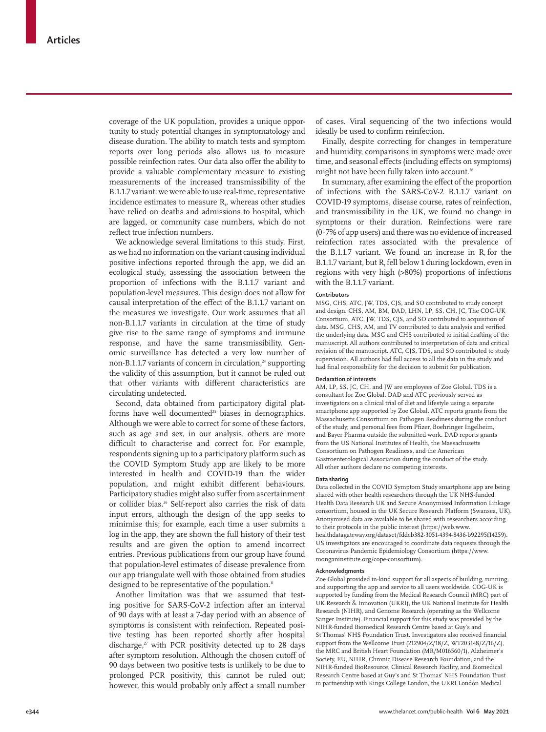coverage of the UK population, provides a unique opportunity to study potential changes in symptomatology and disease duration. The ability to match tests and symptom reports over long periods also allows us to measure possible reinfection rates. Our data also offer the ability to provide a valuable complementary measure to existing measurements of the increased transmissibility of the B.1.1.7 variant: we were able to use real-time, representative incidence estimates to measure $R_t$, whereas other studies have relied on deaths and admissions to hospital, which are lagged, or community case numbers, which do not reflect true infection numbers.

We acknowledge several limitations to this study. First, as we had no information on the variant causing individual positive infections reported through the app, we did an ecological study, assessing the association between the proportion of infections with the B.1.1.7 variant and population-level measures. This design does not allow for causal interpretation of the effect of the B.1.1.7 variant on the measures we investigate. Our work assumes that all non-B.1.1.7 variants in circulation at the time of study give rise to the same range of symptoms and immune response, and have the same transmissibility. Genomic surveillance has detected a very low number of non-B.1.1.7 variants of concern in circulation,[24] supporting the validity of this assumption, but it cannot be ruled out that other variants with different characteristics are circulating undetected.

Second, data obtained from participatory digital platforms have well documented[25] biases in demographics. Although we were able to correct for some of these factors, such as age and sex, in our analysis, others are more difficult to characterise and correct for. For example, respondents signing up to a participatory platform such as the COVID Symptom Study app are likely to be more interested in health and COVID-19 than the wider population, and might exhibit different behaviours. Participatory studies might also suffer from ascertainment or collider bias.[26] Self-report also carries the risk of data input errors, although the design of the app seeks to minimise this; for example, each time a user submits a log in the app, they are shown the full history of their test results and are given the option to amend incorrect entries. Previous publications from our group have found that population-level estimates of disease prevalence from our app triangulate well with those obtained from studies designed to be representative of the population.[11]

Another limitation was that we assumed that testing positive for SARS-CoV-2 infection after an interval of 90 days with at least a 7-day period with an absence of symptoms is consistent with reinfection. Repeated positive testing has been reported shortly after hospital discharge,[27] with PCR positivity detected up to 28 days after symptom resolution. Although the chosen cutoff of 90 days between two positive tests is unlikely to be due to prolonged PCR positivity, this cannot be ruled out; however, this would probably only affect a small number of cases. Viral sequencing of the two infections would ideally be used to confirm reinfection.

Finally, despite correcting for changes in temperature and humidity, comparisons in symptoms were made over time, and seasonal effects (including effects on symptoms) might not have been fully taken into account.[28]

In summary, after examining the effect of the proportion of infections with the SARS-CoV-2 B.1.1.7 variant on COVID-19 symptoms, disease course, rates of reinfection, and transmissibility in the UK, we found no change in symptoms or their duration. Reinfections were rare (0·7% of app users) and there was no evidence of increased reinfection rates associated with the prevalence of the B.1.1.7 variant. We found an increase in $R_t$ for the B.1.1.7 variant, but $R_t$ fell below 1 during lockdown, even in regions with very high (>80%) proportions of infections with the B.1.1.7 variant.

#### Contributors

MSG, CHS, ATC, JW, TDS, CJS, and SO contributed to study concept and design. CHS, AM, BM, DAD, LHN, LP, SS, CH, JC, The COG-UK Consortium, ATC, JW, TDS, CJS, and SO contributed to acquisition of data. MSG, CHS, AM, and TV contributed to data analysis and verified the underlying data. MSG and CHS contributed to initial drafting of the manuscript. All authors contributed to interpretation of data and critical revision of the manuscript. ATC, CJS, TDS, and SO contributed to study supervision. All authors had full access to all the data in the study and had final responsibility for the decision to submit for publication.

#### Declaration of interests

AM, LP, SS, JC, CH, and JW are employees of Zoe Global. TDS is a consultant for Zoe Global. DAD and ATC previously served as investigators on a clinical trial of diet and lifestyle using a separate smartphone app supported by Zoe Global. ATC reports grants from the Massachusetts Consortium on Pathogen Readiness during the conduct of the study; and personal fees from Pfizer, Boehringer Ingelheim, and Bayer Pharma outside the submitted work. DAD reports grants from the US National Institutes of Health, the Massachusetts Consortium on Pathogen Readiness, and the American Gastroenterological Association during the conduct of the study. All other authors declare no competing interests.

#### Data sharing

Data collected in the COVID Symptom Study smartphone app are being shared with other health researchers through the UK NHS-funded Health Data Research UK and Secure Anonymised Information Linkage consortium, housed in the UK Secure Research Platform (Swansea, UK). Anonymised data are available to be shared with researchers according to their protocols in the public interest (https://web.www.healthdatagateway.org/dataset/fddcb382-3051-4394-8436-b92295f14259). US investigators are encouraged to coordinate data requests through the Coronavirus Pandemic Epidemiology Consortium (https://www.monganinstitute.org/cope-consortium).

#### Acknowledgments

Zoe Global provided in-kind support for all aspects of building, running, and supporting the app and service to all users worldwide. COG-UK is supported by funding from the Medical Research Council (MRC) part of UK Research & Innovation (UKRI), the UK National Institute for Health Research (NIHR), and Genome Research (operating as the Wellcome Sanger Institute). Financial support for this study was provided by the NIHR-funded Biomedical Research Centre based at Guy's and St Thomas' NHS Foundation Trust. Investigators also received financial support from the Wellcome Trust (212904/Z/18/Z, WT203148/Z/16/Z), the MRC and British Heart Foundation (MR/M016560/1), Alzheimer's Society, EU, NIHR, Chronic Disease Research Foundation, and the NIHR-funded BioResource, Clinical Research Facility, and Biomedical Research Centre based at Guy's and St Thomas' NHS Foundation Trust in partnership with Kings College London, the UKRI London Medical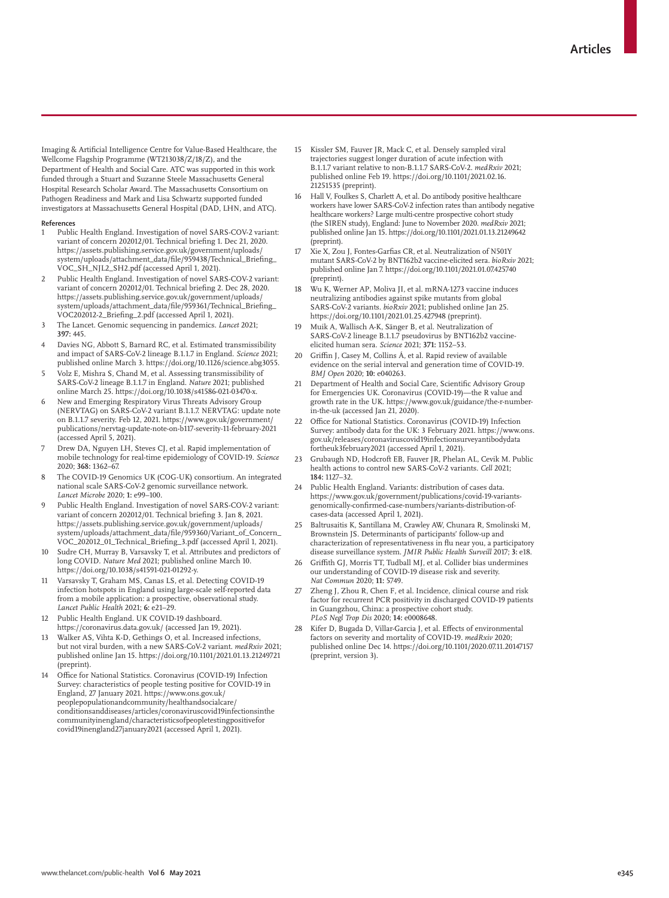Imaging & Artificial Intelligence Centre for Value-Based Healthcare, the Wellcome Flagship Programme (WT213038/Z/18/Z), and the Department of Health and Social Care. ATC was supported in this work funded through a Stuart and Suzanne Steele Massachusetts General Hospital Research Scholar Award. The Massachusetts Consortium on Pathogen Readiness and Mark and Lisa Schwartz supported funded investigators at Massachusetts General Hospital (DAD, LHN, and ATC).

**References**

1. Public Health England. Investigation of novel SARS-COV-2 variant: variant of concern 202012/01. Technical briefing 1. Dec 21, 2020. https://assets.publishing.service.gov.uk/government/uploads/system/uploads/attachment_data/file/959438/Technical_Briefing_VOC_SH_NJL2_SH2.pdf (accessed April 1, 2021).
2. Public Health England. Investigation of novel SARS-COV-2 variant: variant of concern 202012/01. Technical briefing 2. Dec 28, 2020. https://assets.publishing.service.gov.uk/government/uploads/system/uploads/attachment_data/file/959361/Technical_Briefing_VOC202012-2_Briefing_2.pdf (accessed April 1, 2021).
3. The Lancet. Genomic sequencing in pandemics. *Lancet* 2021; **397:** 445.
4. Davies NG, Abbott S, Barnard RC, et al. Estimated transmissibility and impact of SARS-CoV-2 lineage B.1.1.7 in England. *Science* 2021; published online March 3. https://doi.org/10.1126/science.abg3055.
5. Volz E, Mishra S, Chand M, et al. Assessing transmissibility of SARS-CoV-2 lineage B.1.1.7 in England. *Nature* 2021; published online March 25. https://doi.org/10.1038/s41586-021-03470-x.
6. New and Emerging Respiratory Virus Threats Advisory Group (NERVTAG) on SARS-CoV-2 variant B.1.1.7. NERVTAG: update note on B.1.1.7 severity. Feb 12, 2021. https://www.gov.uk/government/publications/nervtag-update-note-on-b117-severity-11-february-2021 (accessed April 5, 2021).
7. Drew DA, Nguyen LH, Steves CJ, et al. Rapid implementation of mobile technology for real-time epidemiology of COVID-19. *Science* 2020; **368:** 1362–67.
8. The COVID-19 Genomics UK (COG-UK) consortium. An integrated national scale SARS-CoV-2 genomic surveillance network. *Lancet Microbe* 2020; **1:** e99–100.
9. Public Health England. Investigation of novel SARS-COV-2 variant: variant of concern 202012/01. Technical briefing 3. Jan 8, 2021. https://assets.publishing.service.gov.uk/government/uploads/system/uploads/attachment_data/file/959360/Variant_of_Concern_VOC_202012_01_Technical_Briefing_3.pdf (accessed April 1, 2021).
10. Sudre CH, Murray B, Varsavsky T, et al. Attributes and predictors of long COVID. *Nature Med* 2021; published online March 10. https://doi.org/10.1038/s41591-021-01292-y.
11. Varsavsky T, Graham MS, Canas LS, et al. Detecting COVID-19 infection hotspots in England using large-scale self-reported data from a mobile application: a prospective, observational study. *Lancet Public Health* 2021; **6:** e21–29.
12. Public Health England. UK COVID-19 dashboard. https://coronavirus.data.gov.uk/ (accessed Jan 19, 2021).
13. Walker AS, Vihta K-D, Gethings O, et al. Increased infections, but not viral burden, with a new SARS-CoV-2 variant. *medRxiv* 2021; published online Jan 15. https://doi.org/10.1101/2021.01.13.21249721 (preprint).
14. Office for National Statistics. Coronavirus (COVID-19) Infection Survey: characteristics of people testing positive for COVID-19 in England, 27 January 2021. https://www.ons.gov.uk/peoplepopulationandcommunity/healthandsocialcare/conditionsanddiseases/articles/coronaviruscovid19infectionsinthecommunityinengland/characteristicsofpeopletestingpositiveforcovid19inengland27january2021 (accessed April 1, 2021).
15. Kissler SM, Fauver JR, Mack C, et al. Densely sampled viral trajectories suggest longer duration of acute infection with B.1.1.7 variant relative to non-B.1.1.7 SARS-CoV-2. *medRxiv* 2021; published online Feb 19. https://doi.org/10.1101/2021.02.16.21251535 (preprint).
16. Hall V, Foulkes S, Charlett A, et al. Do antibody positive healthcare workers have lower SARS-CoV-2 infection rates than antibody negative healthcare workers? Large multi-centre prospective cohort study (the SIREN study), England: June to November 2020. *medRxiv* 2021; published online Jan 15. https://doi.org/10.1101/2021.01.13.21249642 (preprint).
17. Xie X, Zou J, Fontes-Garfias CR, et al. Neutralization of N501Y mutant SARS-CoV-2 by BNT162b2 vaccine-elicited sera. *bioRxiv* 2021; published online Jan 7. https://doi.org/10.1101/2021.01.07.425740 (preprint).
18. Wu K, Werner AP, Moliva JI, et al. mRNA-1273 vaccine induces neutralizing antibodies against spike mutants from global SARS-CoV-2 variants. *bioRxiv* 2021; published online Jan 25. https://doi.org/10.1101/2021.01.25.427948 (preprint).
19. Muik A, Wallisch A-K, Sänger B, et al. Neutralization of SARS-CoV-2 lineage B.1.1.7 pseudovirus by BNT162b2 vaccine-elicited human sera. *Science* 2021; **371:** 1152–53.
20. Griffin J, Casey M, Collins Á, et al. Rapid review of available evidence on the serial interval and generation time of COVID-19. *BMJ Open* 2020; **10:** e040263.
21. Department of Health and Social Care, Scientific Advisory Group for Emergencies UK. Coronavirus (COVID-19)—the R value and growth rate in the UK. https://www.gov.uk/guidance/the-r-number-in-the-uk (accessed Jan 21, 2020).
22. Office for National Statistics. Coronavirus (COVID-19) Infection Survey: antibody data for the UK: 3 February 2021. https://www.ons.gov.uk/releases/coronaviruscovid19infectionsurveyantibodydatafortheuk3february2021 (accessed April 1, 2021).
23. Grubaugh ND, Hodcroft EB, Fauver JR, Phelan AL, Cevik M. Public health actions to control new SARS-CoV-2 variants. *Cell* 2021; **184:** 1127–32.
24. Public Health England. Variants: distribution of cases data. https://www.gov.uk/government/publications/covid-19-variants-genomically-confirmed-case-numbers/variants-distribution-of-cases-data (accessed April 1, 2021).
25. Baltrusaitis K, Santillana M, Crawley AW, Chunara R, Smolinski M, Brownstein JS. Determinants of participants' follow-up and characterization of representativeness in flu near you, a participatory disease surveillance system. *JMIR Public Health Surveill* 2017; **3:** e18.
26. Griffith GJ, Morris TT, Tudball MJ, et al. Collider bias undermines our understanding of COVID-19 disease risk and severity. *Nat Commun* 2020; **11:** 5749.
27. Zheng J, Zhou R, Chen F, et al. Incidence, clinical course and risk factor for recurrent PCR positivity in discharged COVID-19 patients in Guangzhou, China: a prospective cohort study. *PLoS Negl Trop Dis* 2020; **14:** e0008648.
28. Kifer D, Bugada D, Villar-Garcia J, et al. Effects of environmental factors on severity and mortality of COVID-19. *medRxiv* 2020; published online Dec 14. https://doi.org/10.1101/2020.07.11.20147157 (preprint, version 3).